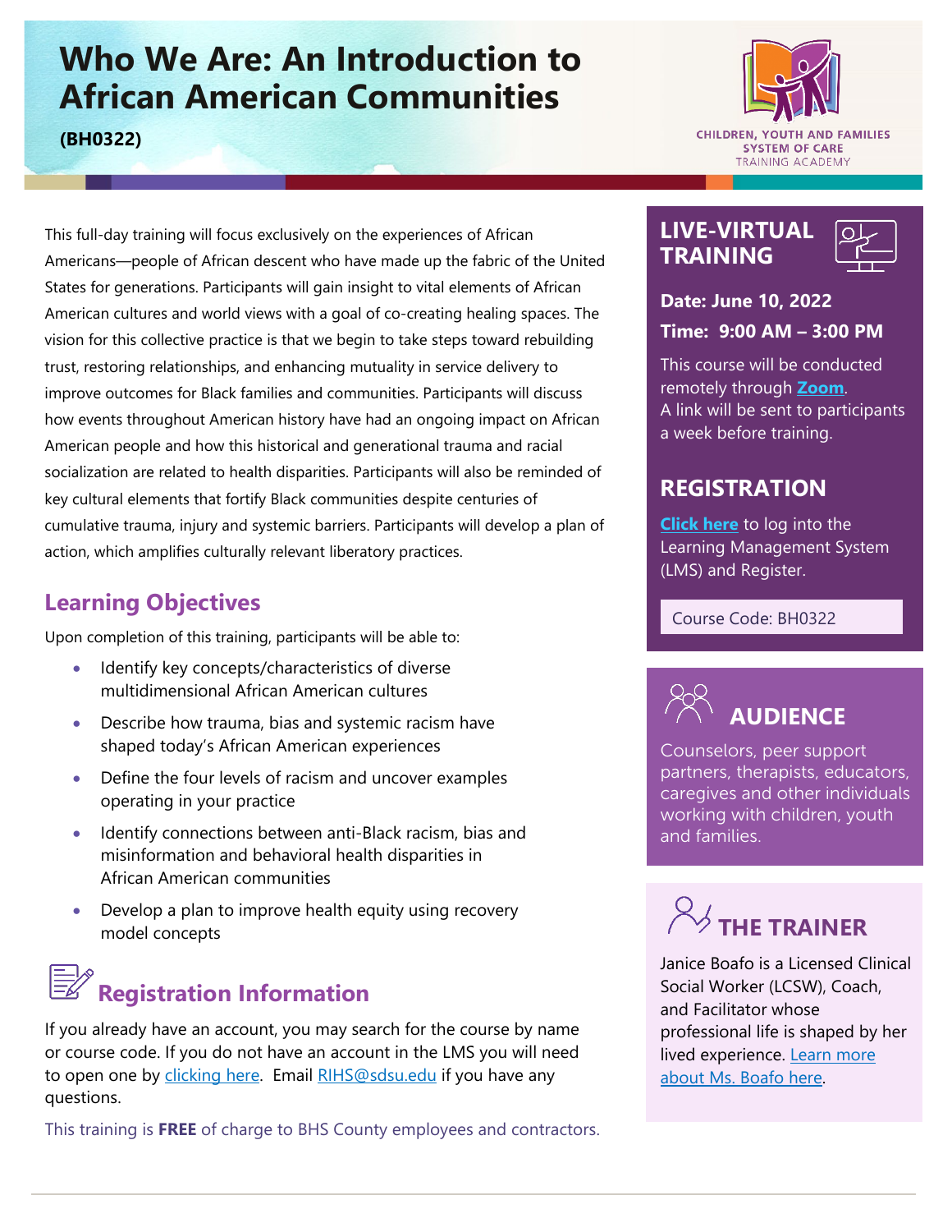# Who We Are: An Introduction to African American Communities

**(BH0322)**

CHILDREN, YOUTH AND FAMILIES SYSTEM OF CARE TRAINING ACADEMY

This full-day training will focus exclusively on the experiences of African Americans—people of African descent who have made up the fabric of the United States for generations. Participants will gain insight to vital elements of African American cultures and world views with a goal of co-creating healing spaces. The vision for this collective practice is that we begin to take steps toward rebuilding trust, restoring relationships, and enhancing mutuality in service delivery to improve outcomes for Black families and communities. Participants will discuss how events throughout American history have had an ongoing impact on African American people and how this historical and generational trauma and racial socialization are related to health disparities. Participants will also be reminded of key cultural elements that fortify Black communities despite centuries of cumulative trauma, injury and systemic barriers. Participants will develop a plan of action, which amplifies culturally relevant liberatory practices.

## Learning Objectives

Upon completion of this training, participants will be able to:

- Identify key concepts/characteristics of diverse multidimensional African American cultures
- Describe how trauma, bias and systemic racism have shaped today's African American experiences
- Define the four levels of racism and uncover examples operating in your practice
- Identify connections between anti-Black racism, bias and misinformation and behavioral health disparities in African American communities
- Develop a plan to improve health equity using recovery model concepts

## Registration Information

If you already have an account, you may search for the course by name or course code. If you do not have an account in the LMS you will need to open one by clicking here. Email RIHS@sdsu.edu if you have any questions.

This training is **FREE** of charge to BHS County employees and contractors.

## LIVE-VIRTUAL TRAINING

**Date: June 10, 2022**

**Time: 9:00 AM – 3:00 PM**

This course will be conducted remotely through **Zoom**. A link will be sent to participants a week before training.

## REGISTRATION

**Click here** to log into the Learning Management System (LMS) and Register.

Course Code: BH0322

## AUDIENCE

Counselors, peer support partners, therapists, educators, caregives and other individuals working with children, youth and families.

## THE TRAINER

Janice Boafo is a Licensed Clinical Social Worker (LCSW), Coach, and Facilitator whose professional life is shaped by her lived experience. Learn more about Ms. Boafo here.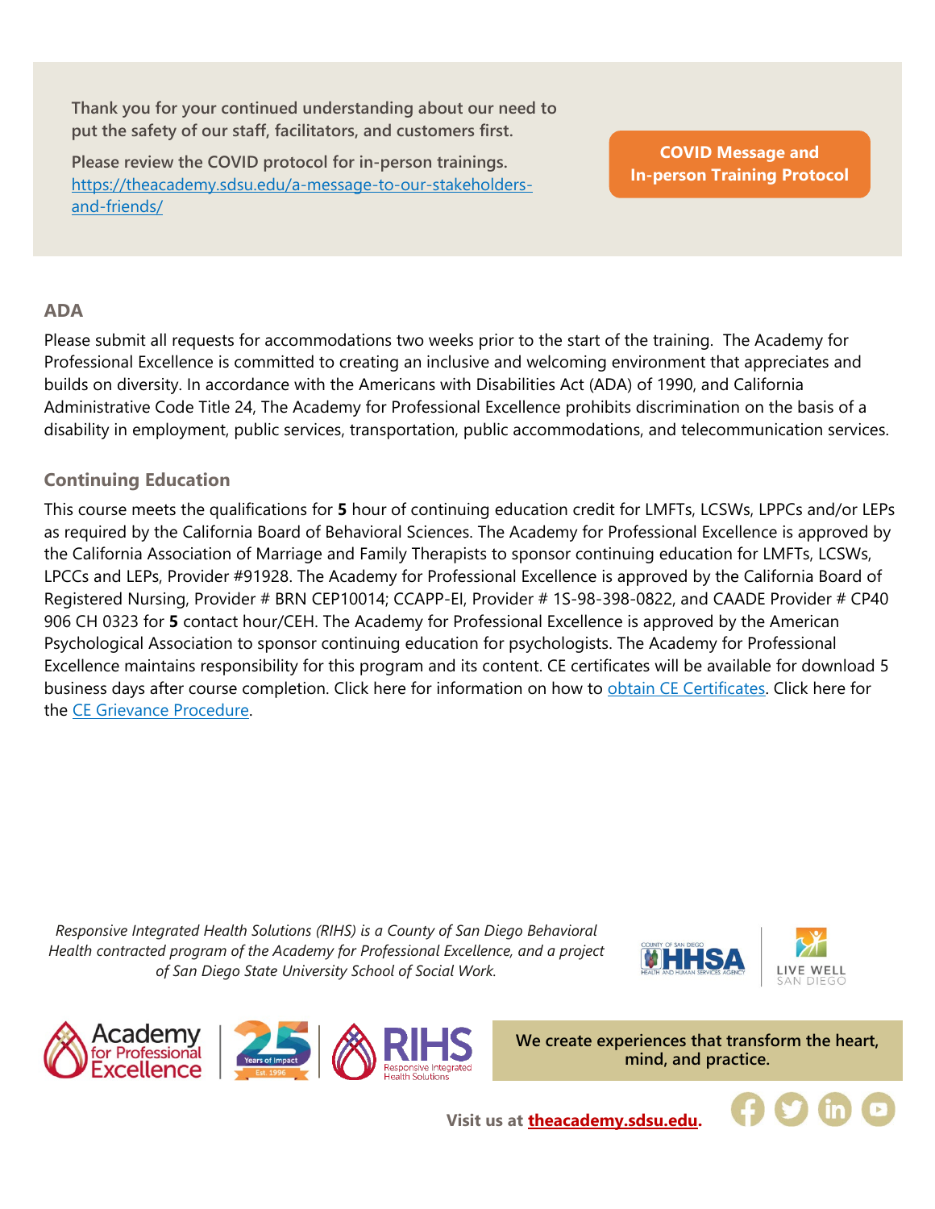Thank you for your continued understanding about our need to put the safety of our staff, facilitators, and customers first.

Please review the COVID protocol for in-person trainings. https://theacademy.sdsu.edu/a-message-to-our-stakeholders-and-friends/

**COVID Message and In-person Training Protocol**

## ADA

Please submit all requests for accommodations two weeks prior to the start of the training. The Academy for Professional Excellence is committed to creating an inclusive and welcoming environment that appreciates and builds on diversity. In accordance with the Americans with Disabilities Act (ADA) of 1990, and California Administrative Code Title 24, The Academy for Professional Excellence prohibits discrimination on the basis of a disability in employment, public services, transportation, public accommodations, and telecommunication services.

## Continuing Education

This course meets the qualifications for **5** hour of continuing education credit for LMFTs, LCSWs, LPPCs and/or LEPs as required by the California Board of Behavioral Sciences. The Academy for Professional Excellence is approved by the California Association of Marriage and Family Therapists to sponsor continuing education for LMFTs, LCSWs, LPCCs and LEPs, Provider #91928. The Academy for Professional Excellence is approved by the California Board of Registered Nursing, Provider # BRN CEP10014; CCAPP-EI, Provider # 1S-98-398-0822, and CAADE Provider # CP40 906 CH 0323 for **5** contact hour/CEH. The Academy for Professional Excellence is approved by the American Psychological Association to sponsor continuing education for psychologists. The Academy for Professional Excellence maintains responsibility for this program and its content. CE certificates will be available for download 5 business days after course completion. Click here for information on how to obtain CE Certificates. Click here for the CE Grievance Procedure.

*Responsive Integrated Health Solutions (RIHS) is a County of San Diego Behavioral Health contracted program of the Academy for Professional Excellence, and a project of San Diego State University School of Social Work.*

**We create experiences that transform the heart, mind, and practice.**

**Visit us at theacademy.sdsu.edu.**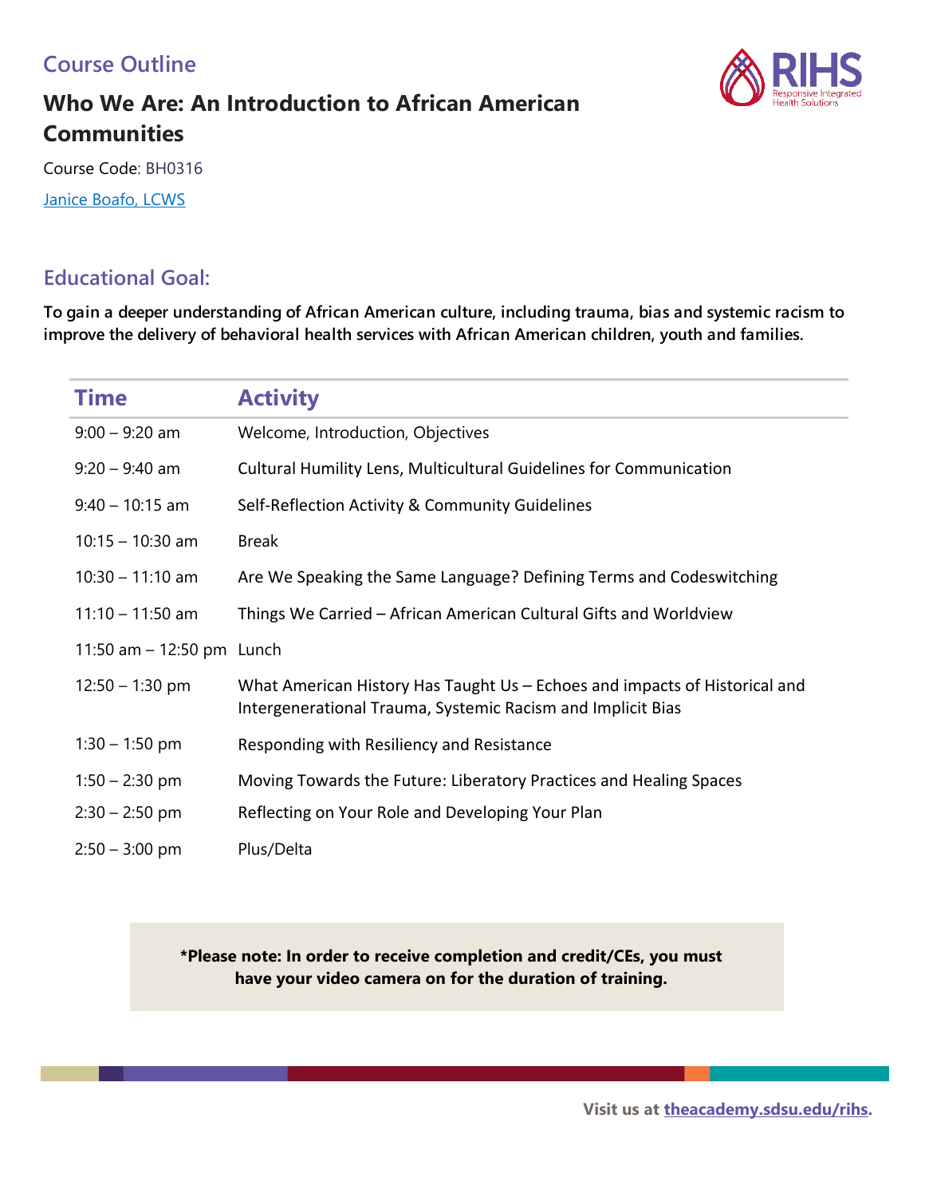## Course Outline

# Who We Are: An Introduction to African American Communities

Course Code: BH0316

Janice Boafo, LCWS

## Educational Goal:

**To gain a deeper understanding of African American culture, including trauma, bias and systemic racism to improve the delivery of behavioral health services with African American children, youth and families.**

| Time | Activity |
|---|---|
| 9:00 – 9:20 am | Welcome, Introduction, Objectives |
| 9:20 – 9:40 am | Cultural Humility Lens, Multicultural Guidelines for Communication |
| 9:40 – 10:15 am | Self-Reflection Activity & Community Guidelines |
| 10:15 – 10:30 am | Break |
| 10:30 – 11:10 am | Are We Speaking the Same Language? Defining Terms and Codeswitching |
| 11:10 – 11:50 am | Things We Carried – African American Cultural Gifts and Worldview |
| 11:50 am – 12:50 pm | Lunch |
| 12:50 – 1:30 pm | What American History Has Taught Us – Echoes and impacts of Historical and Intergenerational Trauma, Systemic Racism and Implicit Bias |
| 1:30 – 1:50 pm | Responding with Resiliency and Resistance |
| 1:50 – 2:30 pm | Moving Towards the Future: Liberatory Practices and Healing Spaces |
| 2:30 – 2:50 pm | Reflecting on Your Role and Developing Your Plan |
| 2:50 – 3:00 pm | Plus/Delta |

**\*Please note: In order to receive completion and credit/CEs, you must have your video camera on for the duration of training.**

**Visit us at theacademy.sdsu.edu/rihs.**